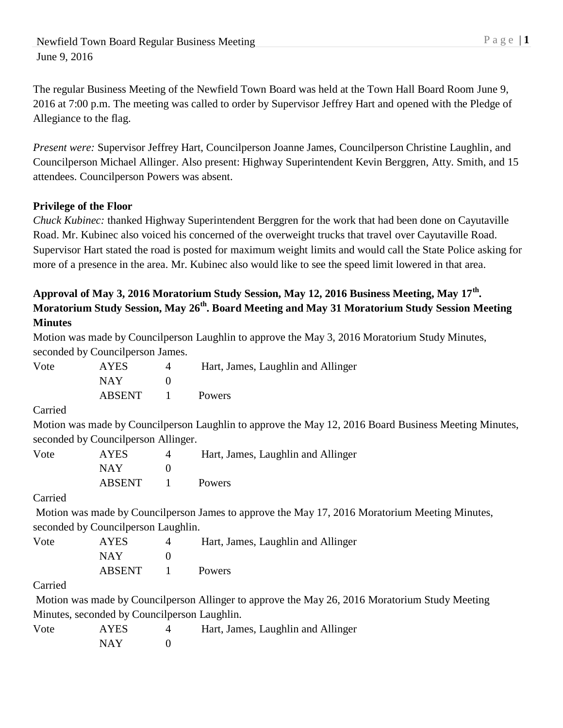The regular Business Meeting of the Newfield Town Board was held at the Town Hall Board Room June 9, 2016 at 7:00 p.m. The meeting was called to order by Supervisor Jeffrey Hart and opened with the Pledge of Allegiance to the flag.

*Present were:* Supervisor Jeffrey Hart, Councilperson Joanne James, Councilperson Christine Laughlin, and Councilperson Michael Allinger. Also present: Highway Superintendent Kevin Berggren, Atty. Smith, and 15 attendees. Councilperson Powers was absent.

**Privilege of the Floor**

*Chuck Kubinec:* thanked Highway Superintendent Berggren for the work that had been done on Cayutaville Road. Mr. Kubinec also voiced his concerned of the overweight trucks that travel over Cayutaville Road. Supervisor Hart stated the road is posted for maximum weight limits and would call the State Police asking for more of a presence in the area. Mr. Kubinec also would like to see the speed limit lowered in that area.

**Approval of May 3, 2016 Moratorium Study Session, May 12, 2016 Business Meeting, May 17th. Moratorium Study Session, May 26th. Board Meeting and May 31 Moratorium Study Session Meeting Minutes**

Motion was made by Councilperson Laughlin to approve the May 3, 2016 Moratorium Study Minutes, seconded by Councilperson James.

| Vote | AYES | 4 | Hart, James, Laughlin and Allinger |
|---|---|---|---|
| | NAY | 0 | |
| | ABSENT | 1 | Powers |

Carried

Motion was made by Councilperson Laughlin to approve the May 12, 2016 Board Business Meeting Minutes, seconded by Councilperson Allinger.

| Vote | AYES | 4 | Hart, James, Laughlin and Allinger |
|---|---|---|---|
| | NAY | 0 | |
| | ABSENT | 1 | Powers |

Carried

Motion was made by Councilperson James to approve the May 17, 2016 Moratorium Meeting Minutes, seconded by Councilperson Laughlin.

| Vote | AYES | 4 | Hart, James, Laughlin and Allinger |
|---|---|---|---|
| | NAY | 0 | |
| | ABSENT | 1 | Powers |

Carried

Motion was made by Councilperson Allinger to approve the May 26, 2016 Moratorium Study Meeting Minutes, seconded by Councilperson Laughlin.

| Vote | AYES | 4 | Hart, James, Laughlin and Allinger |
|---|---|---|---|
| | NAY | 0 | |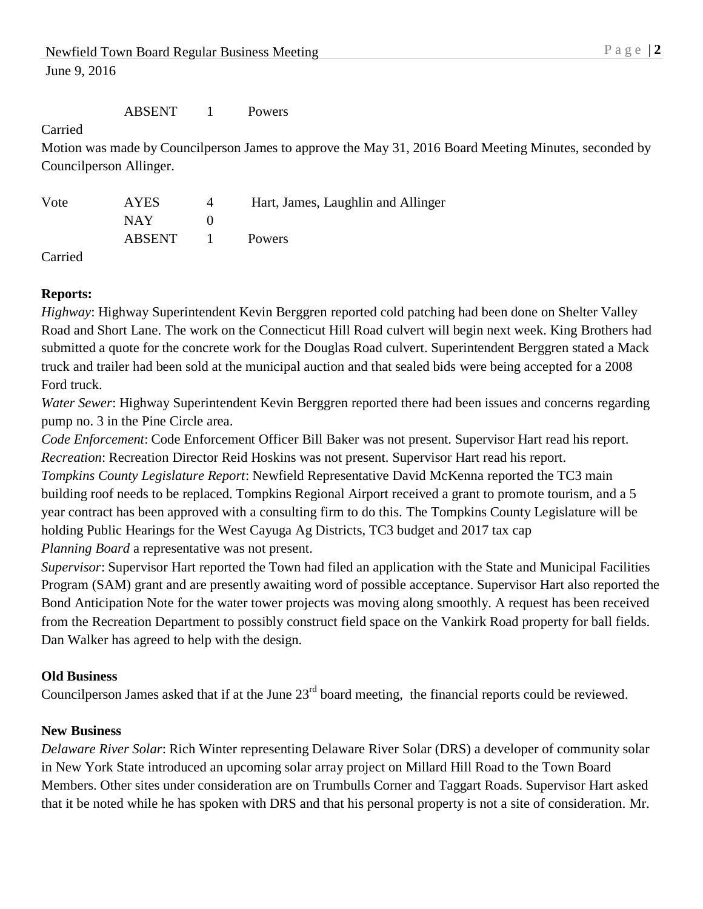| | | | |
|---|---|---|---|
| | ABSENT | 1 | Powers |

Carried

Motion was made by Councilperson James to approve the May 31, 2016 Board Meeting Minutes, seconded by Councilperson Allinger.

| Vote | AYES | 4 | Hart, James, Laughlin and Allinger |
|---|---|---|---|
| | NAY | 0 | |
| | ABSENT | 1 | Powers |

Carried

**Reports:**

*Highway*: Highway Superintendent Kevin Berggren reported cold patching had been done on Shelter Valley Road and Short Lane. The work on the Connecticut Hill Road culvert will begin next week. King Brothers had submitted a quote for the concrete work for the Douglas Road culvert. Superintendent Berggren stated a Mack truck and trailer had been sold at the municipal auction and that sealed bids were being accepted for a 2008 Ford truck.

*Water Sewer*: Highway Superintendent Kevin Berggren reported there had been issues and concerns regarding pump no. 3 in the Pine Circle area.

*Code Enforcement*: Code Enforcement Officer Bill Baker was not present. Supervisor Hart read his report.

*Recreation*: Recreation Director Reid Hoskins was not present. Supervisor Hart read his report.

*Tompkins County Legislature Report*: Newfield Representative David McKenna reported the TC3 main building roof needs to be replaced. Tompkins Regional Airport received a grant to promote tourism, and a 5 year contract has been approved with a consulting firm to do this. The Tompkins County Legislature will be holding Public Hearings for the West Cayuga Ag Districts, TC3 budget and 2017 tax cap

*Planning Board* a representative was not present.

*Supervisor*: Supervisor Hart reported the Town had filed an application with the State and Municipal Facilities Program (SAM) grant and are presently awaiting word of possible acceptance. Supervisor Hart also reported the Bond Anticipation Note for the water tower projects was moving along smoothly. A request has been received from the Recreation Department to possibly construct field space on the Vankirk Road property for ball fields. Dan Walker has agreed to help with the design.

**Old Business**

Councilperson James asked that if at the June 23rd board meeting, the financial reports could be reviewed.

**New Business**

*Delaware River Solar*: Rich Winter representing Delaware River Solar (DRS) a developer of community solar in New York State introduced an upcoming solar array project on Millard Hill Road to the Town Board Members. Other sites under consideration are on Trumbulls Corner and Taggart Roads. Supervisor Hart asked that it be noted while he has spoken with DRS and that his personal property is not a site of consideration. Mr.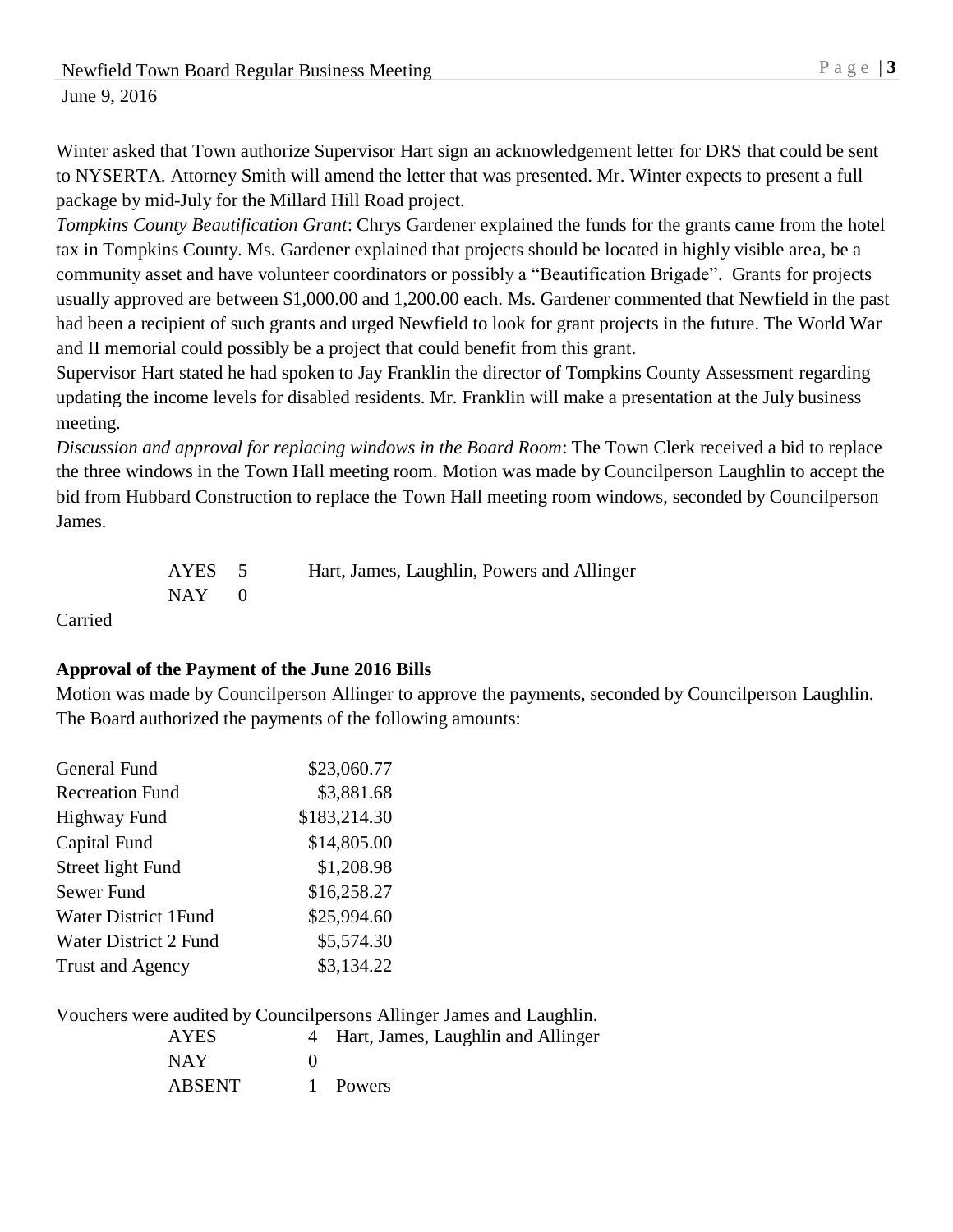Winter asked that Town authorize Supervisor Hart sign an acknowledgement letter for DRS that could be sent to NYSERTA. Attorney Smith will amend the letter that was presented. Mr. Winter expects to present a full package by mid-July for the Millard Hill Road project.

*Tompkins County Beautification Grant*: Chrys Gardener explained the funds for the grants came from the hotel tax in Tompkins County. Ms. Gardener explained that projects should be located in highly visible area, be a community asset and have volunteer coordinators or possibly a "Beautification Brigade". Grants for projects usually approved are between $1,000.00 and 1,200.00 each. Ms. Gardener commented that Newfield in the past had been a recipient of such grants and urged Newfield to look for grant projects in the future. The World War and II memorial could possibly be a project that could benefit from this grant.

Supervisor Hart stated he had spoken to Jay Franklin the director of Tompkins County Assessment regarding updating the income levels for disabled residents. Mr. Franklin will make a presentation at the July business meeting.

*Discussion and approval for replacing windows in the Board Room*: The Town Clerk received a bid to replace the three windows in the Town Hall meeting room. Motion was made by Councilperson Laughlin to accept the bid from Hubbard Construction to replace the Town Hall meeting room windows, seconded by Councilperson James.

AYES 5 Hart, James, Laughlin, Powers and Allinger
NAY 0

Carried

**Approval of the Payment of the June 2016 Bills**

Motion was made by Councilperson Allinger to approve the payments, seconded by Councilperson Laughlin. The Board authorized the payments of the following amounts:

| | |
|---|---|
| General Fund | $23,060.77 |
| Recreation Fund | $3,881.68 |
| Highway Fund | $183,214.30 |
| Capital Fund | $14,805.00 |
| Street light Fund | $1,208.98 |
| Sewer Fund | $16,258.27 |
| Water District 1Fund | $25,994.60 |
| Water District 2 Fund | $5,574.30 |
| Trust and Agency | $3,134.22 |

Vouchers were audited by Councilpersons Allinger James and Laughlin.

AYES 4 Hart, James, Laughlin and Allinger
NAY 0
ABSENT 1 Powers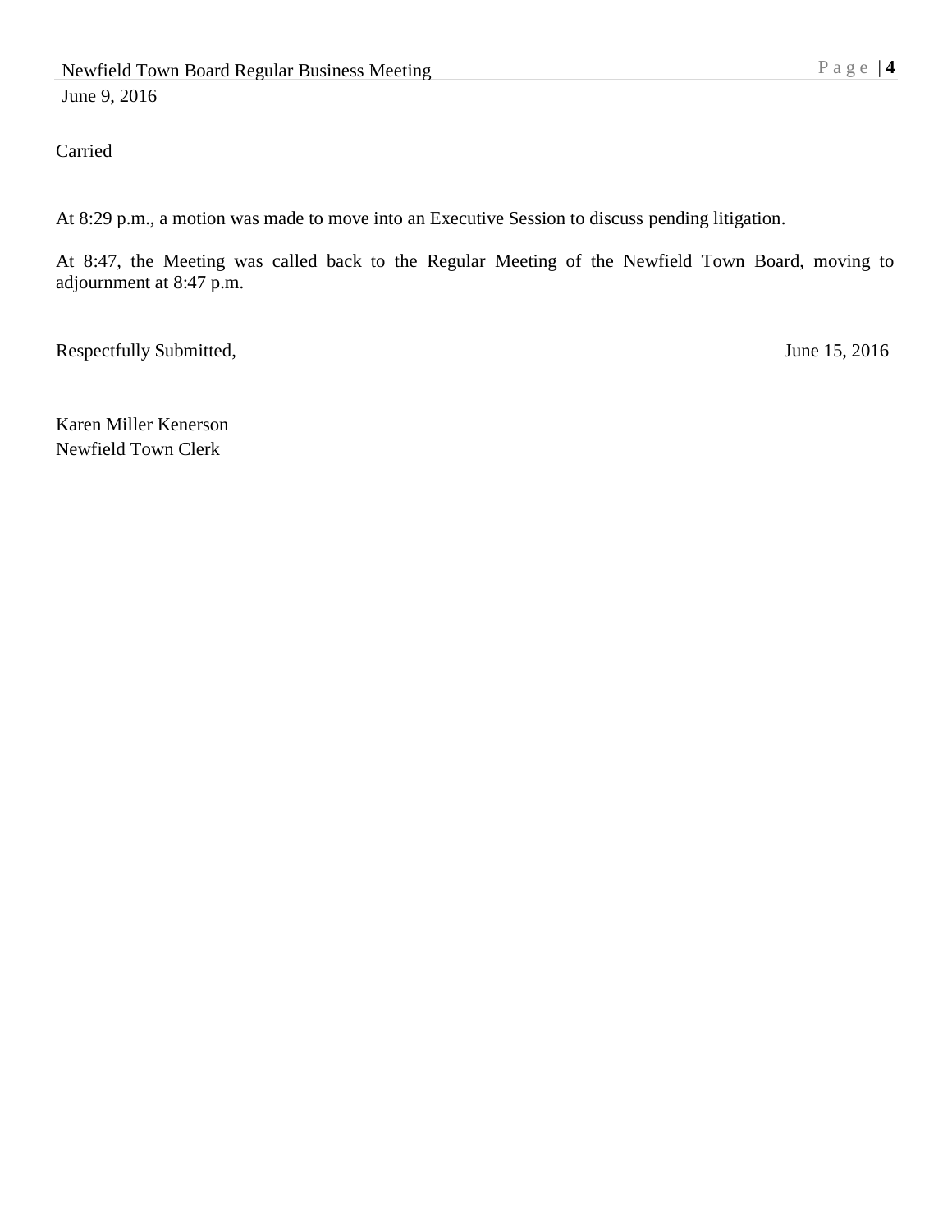Carried

At 8:29 p.m., a motion was made to move into an Executive Session to discuss pending litigation.

At 8:47, the Meeting was called back to the Regular Meeting of the Newfield Town Board, moving to adjournment at 8:47 p.m.

Respectfully Submitted, June 15, 2016

Karen Miller Kenerson
Newfield Town Clerk